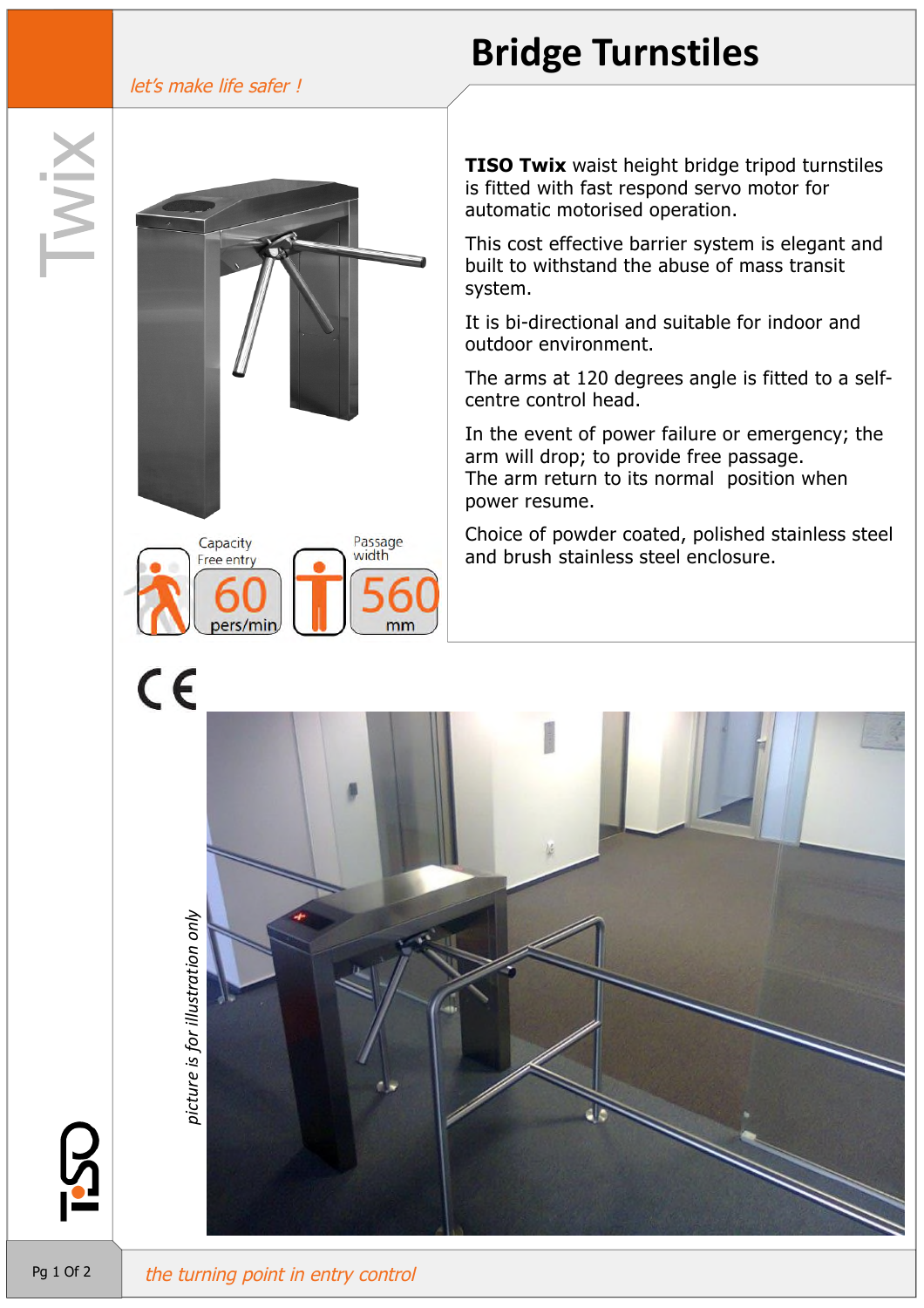*let's make life safer !*

# Bridge Turnstiles

Twix

**TISO Twix** waist height bridge tripod turnstiles is fitted with fast respond servo motor for automatic motorised operation.

This cost effective barrier system is elegant and built to withstand the abuse of mass transit system.

It is bi-directional and suitable for indoor and outdoor environment.

The arms at 120 degrees angle is fitted to a self-centre control head.

In the event of power failure or emergency; the arm will drop; to provide free passage.
The arm return to its normal position when power resume.

Choice of powder coated, polished stainless steel and brush stainless steel enclosure.

Capacity Free entry: 60 pers/min

Passage width: 560 mm

CE

*picture is for illustration only*

*the turning point in entry control*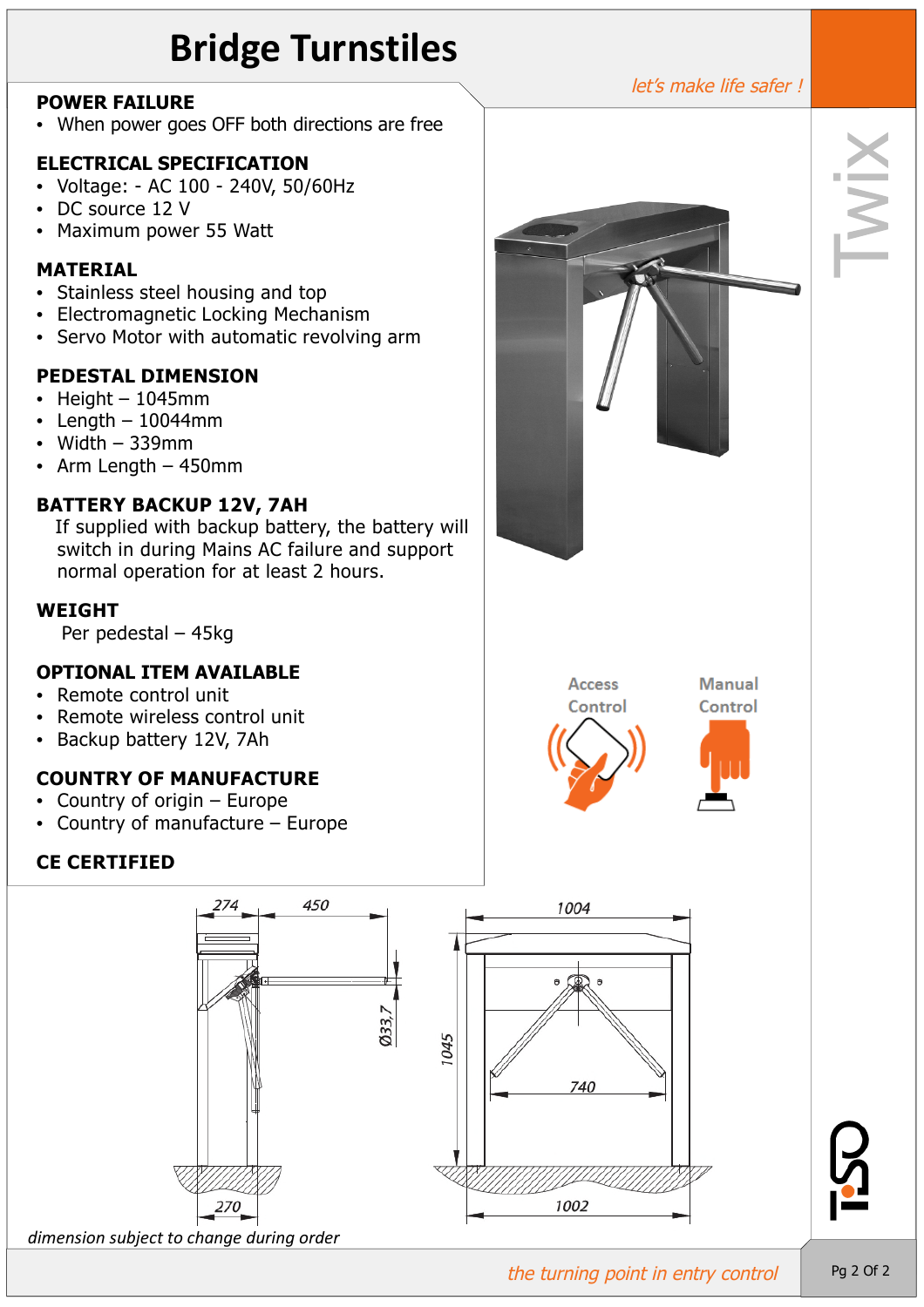# Bridge Turnstiles

*let's make life safer !*

## POWER FAILURE

- When power goes OFF both directions are free

## ELECTRICAL SPECIFICATION

- Voltage: - AC 100 - 240V, 50/60Hz
- DC source 12 V
- Maximum power 55 Watt

## MATERIAL

- Stainless steel housing and top
- Electromagnetic Locking Mechanism
- Servo Motor with automatic revolving arm

## PEDESTAL DIMENSION

- Height – 1045mm
- Length – 10044mm
- Width – 339mm
- Arm Length – 450mm

## BATTERY BACKUP 12V, 7AH

If supplied with backup battery, the battery will switch in during Mains AC failure and support normal operation for at least 2 hours.

## WEIGHT

Per pedestal – 45kg

## OPTIONAL ITEM AVAILABLE

- Remote control unit
- Remote wireless control unit
- Backup battery 12V, 7Ah

## COUNTRY OF MANUFACTURE

- Country of origin – Europe
- Country of manufacture – Europe

## CE CERTIFIED

Access Control

Manual Control

274
450
Ø33,7
270
1004
1045
740
1002

*dimension subject to change during order*

*the turning point in entry control*